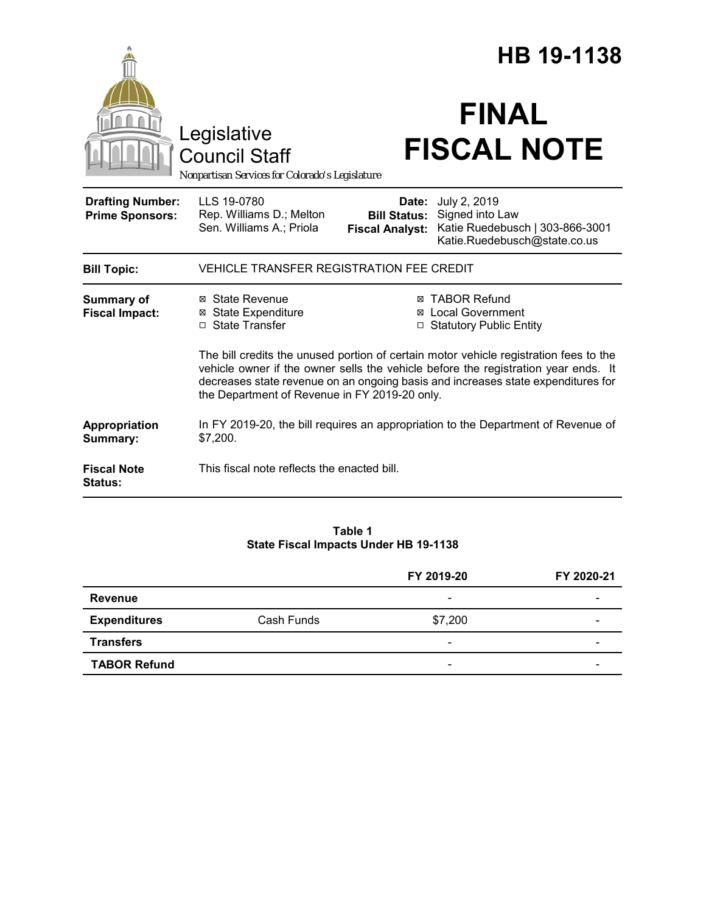# HB 19-1138

Legislative Council Staff

*Nonpartisan Services for Colorado's Legislature*

# FINAL FISCAL NOTE

| | | | |
|---|---|---|---|
| **Drafting Number:** | LLS 19-0780 | **Date:** | July 2, 2019 |
| **Prime Sponsors:** | Rep. Williams D.; Melton<br>Sen. Williams A.; Priola | **Bill Status:** | Signed into Law |
| | | **Fiscal Analyst:** | Katie Ruedebusch \| 303-866-3001<br>Katie.Ruedebusch@state.co.us |

| | |
|---|---|
| **Bill Topic:** | VEHICLE TRANSFER REGISTRATION FEE CREDIT |
| **Summary of Fiscal Impact:** | ☒ State Revenue<br>☒ State Expenditure<br>☐ State Transfer<br>☒ TABOR Refund<br>☒ Local Government<br>☐ Statutory Public Entity<br><br>The bill credits the unused portion of certain motor vehicle registration fees to the vehicle owner if the owner sells the vehicle before the registration year ends. It decreases state revenue on an ongoing basis and increases state expenditures for the Department of Revenue in FY 2019-20 only. |
| **Appropriation Summary:** | In FY 2019-20, the bill requires an appropriation to the Department of Revenue of $7,200. |
| **Fiscal Note Status:** | This fiscal note reflects the enacted bill. |

**Table 1**
**State Fiscal Impacts Under HB 19-1138**

| | | FY 2019-20 | FY 2020-21 |
|---|---|---|---|
| **Revenue** | | - | - |
| **Expenditures** | Cash Funds | $7,200 | - |
| **Transfers** | | - | - |
| **TABOR Refund** | | - | - |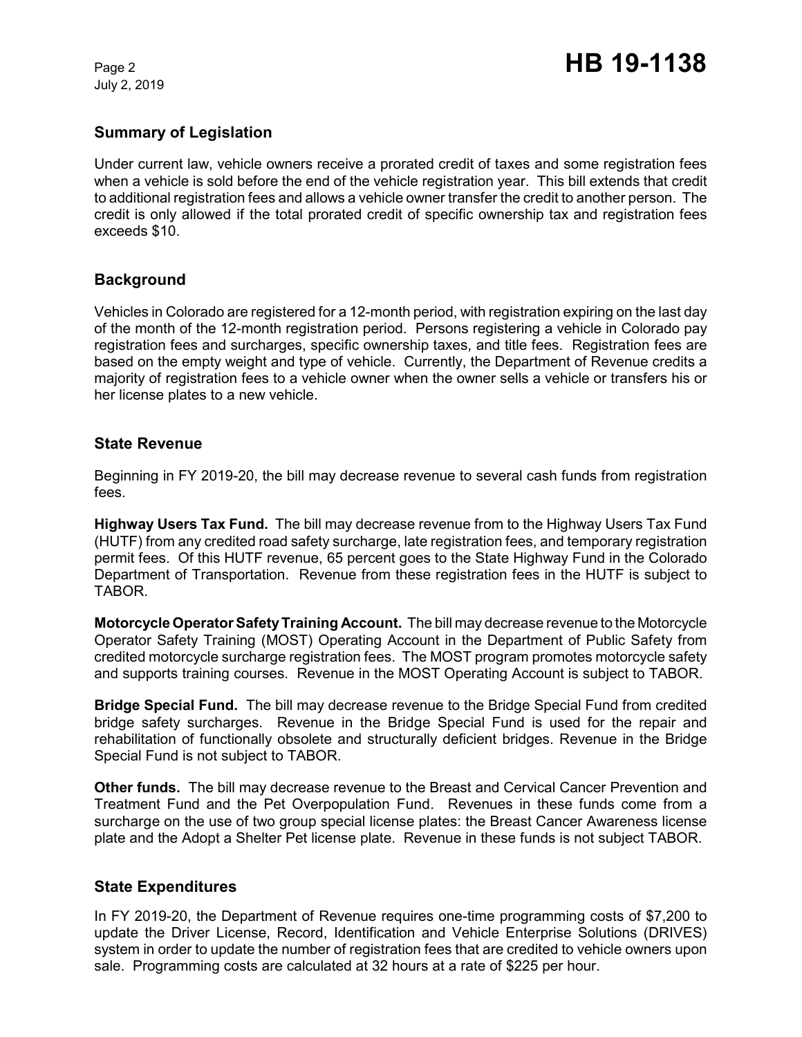## Summary of Legislation

Under current law, vehicle owners receive a prorated credit of taxes and some registration fees when a vehicle is sold before the end of the vehicle registration year. This bill extends that credit to additional registration fees and allows a vehicle owner transfer the credit to another person. The credit is only allowed if the total prorated credit of specific ownership tax and registration fees exceeds $10.

## Background

Vehicles in Colorado are registered for a 12-month period, with registration expiring on the last day of the month of the 12-month registration period. Persons registering a vehicle in Colorado pay registration fees and surcharges, specific ownership taxes, and title fees. Registration fees are based on the empty weight and type of vehicle. Currently, the Department of Revenue credits a majority of registration fees to a vehicle owner when the owner sells a vehicle or transfers his or her license plates to a new vehicle.

## State Revenue

Beginning in FY 2019-20, the bill may decrease revenue to several cash funds from registration fees.

**Highway Users Tax Fund.** The bill may decrease revenue from to the Highway Users Tax Fund (HUTF) from any credited road safety surcharge, late registration fees, and temporary registration permit fees. Of this HUTF revenue, 65 percent goes to the State Highway Fund in the Colorado Department of Transportation. Revenue from these registration fees in the HUTF is subject to TABOR.

**Motorcycle Operator Safety Training Account.** The bill may decrease revenue to the Motorcycle Operator Safety Training (MOST) Operating Account in the Department of Public Safety from credited motorcycle surcharge registration fees. The MOST program promotes motorcycle safety and supports training courses. Revenue in the MOST Operating Account is subject to TABOR.

**Bridge Special Fund.** The bill may decrease revenue to the Bridge Special Fund from credited bridge safety surcharges. Revenue in the Bridge Special Fund is used for the repair and rehabilitation of functionally obsolete and structurally deficient bridges. Revenue in the Bridge Special Fund is not subject to TABOR.

**Other funds.** The bill may decrease revenue to the Breast and Cervical Cancer Prevention and Treatment Fund and the Pet Overpopulation Fund. Revenues in these funds come from a surcharge on the use of two group special license plates: the Breast Cancer Awareness license plate and the Adopt a Shelter Pet license plate. Revenue in these funds is not subject TABOR.

## State Expenditures

In FY 2019-20, the Department of Revenue requires one-time programming costs of $7,200 to update the Driver License, Record, Identification and Vehicle Enterprise Solutions (DRIVES) system in order to update the number of registration fees that are credited to vehicle owners upon sale. Programming costs are calculated at 32 hours at a rate of $225 per hour.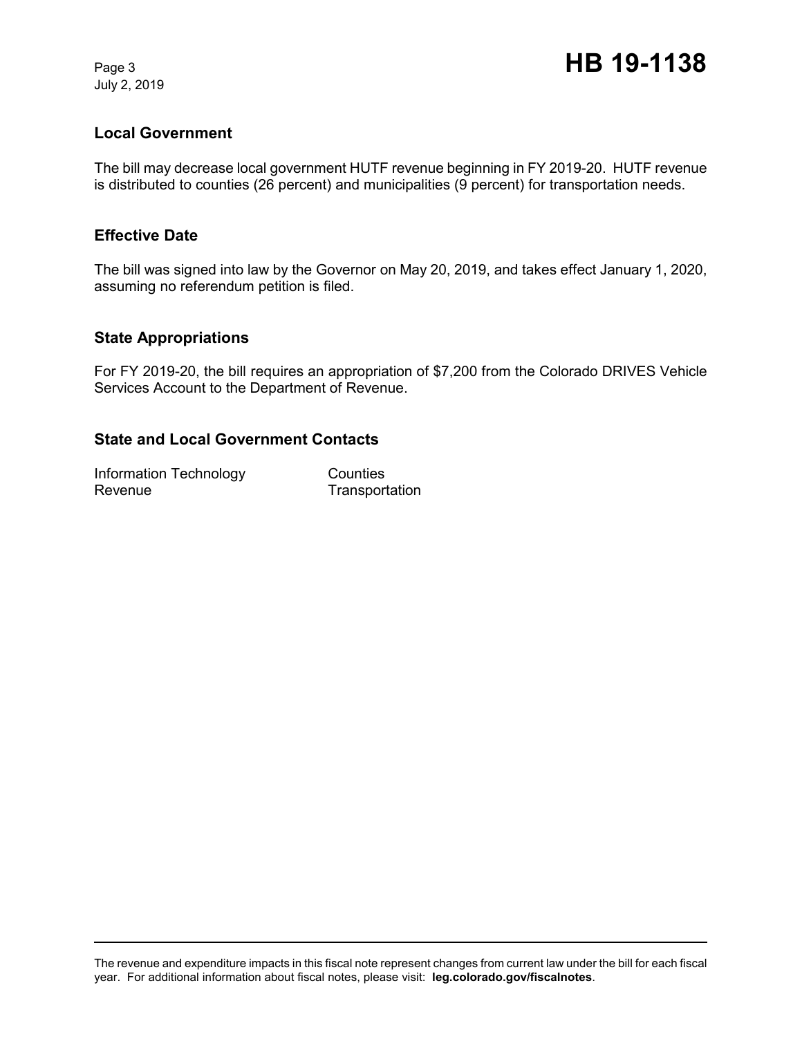## Local Government

The bill may decrease local government HUTF revenue beginning in FY 2019-20. HUTF revenue is distributed to counties (26 percent) and municipalities (9 percent) for transportation needs.

## Effective Date

The bill was signed into law by the Governor on May 20, 2019, and takes effect January 1, 2020, assuming no referendum petition is filed.

## State Appropriations

For FY 2019-20, the bill requires an appropriation of $7,200 from the Colorado DRIVES Vehicle Services Account to the Department of Revenue.

## State and Local Government Contacts

| | |
|---|---|
| Information Technology | Counties |
| Revenue | Transportation |

The revenue and expenditure impacts in this fiscal note represent changes from current law under the bill for each fiscal year. For additional information about fiscal notes, please visit: **leg.colorado.gov/fiscalnotes**.